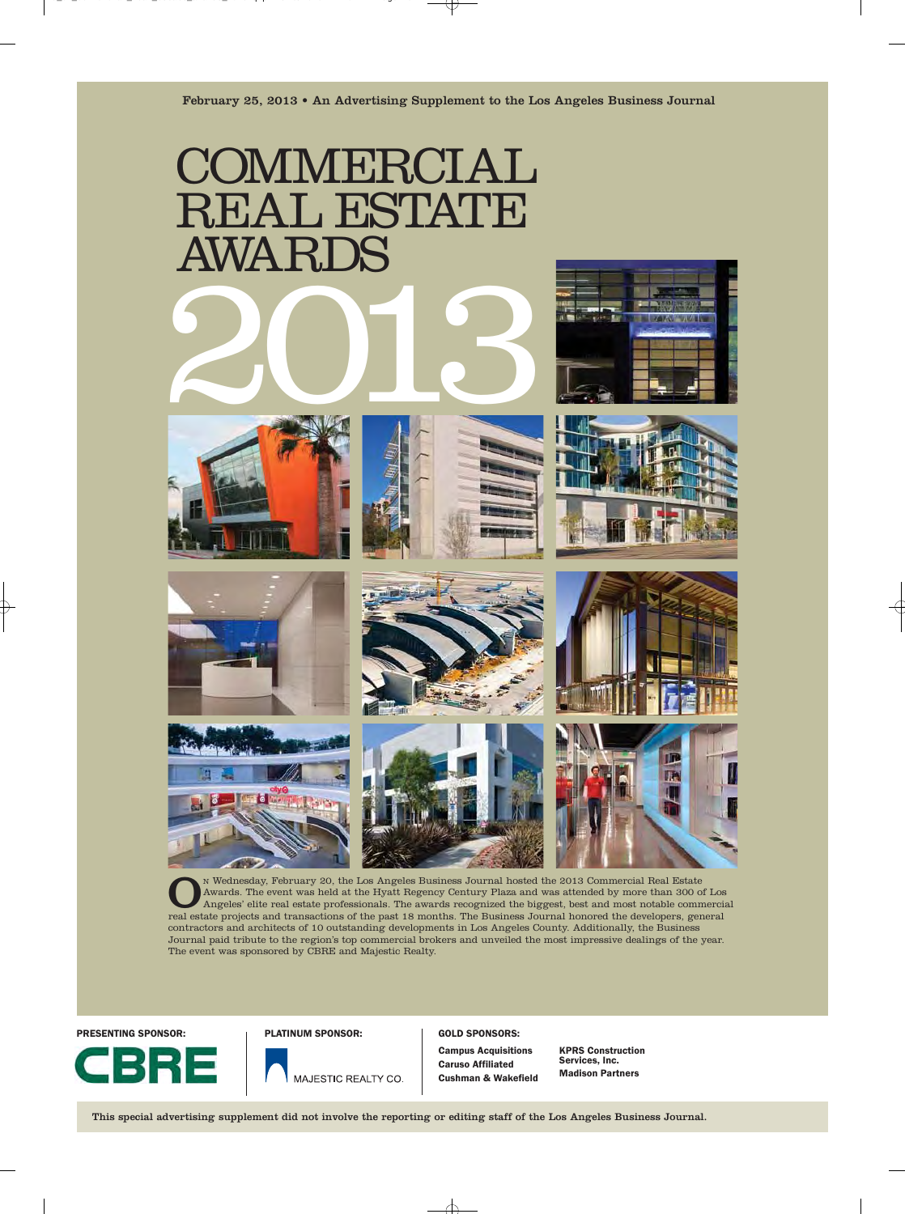February 25, 2013 • An Advertising Supplement to the Los Angeles Business Journal

# COMMERCIAL REAL ESTATE AWARDS 2013

On Wednesday, February 20, the Los Angeles Business Journal hosted the 2013 Commercial Real Estate Awards. The event was held at the Hyatt Regency Century Plaza and was attended by more than 300 of Los Angeles' elite real estate professionals. The awards recognized the biggest, best and most notable commercial real estate projects and transactions of the past 18 months. The Business Journal honored the developers, general contractors and architects of 10 outstanding developments in Los Angeles County. Additionally, the Business Journal paid tribute to the region's top commercial brokers and unveiled the most impressive dealings of the year. The event was sponsored by CBRE and Majestic Realty.

**PRESENTING SPONSOR:**

CBRE

**PLATINUM SPONSOR:**

MAJESTIC REALTY CO.

**GOLD SPONSORS:**

- Campus Acquisitions
- Caruso Affiliated
- Cushman & Wakefield
- KPRS Construction Services, Inc.
- Madison Partners

This special advertising supplement did not involve the reporting or editing staff of the Los Angeles Business Journal.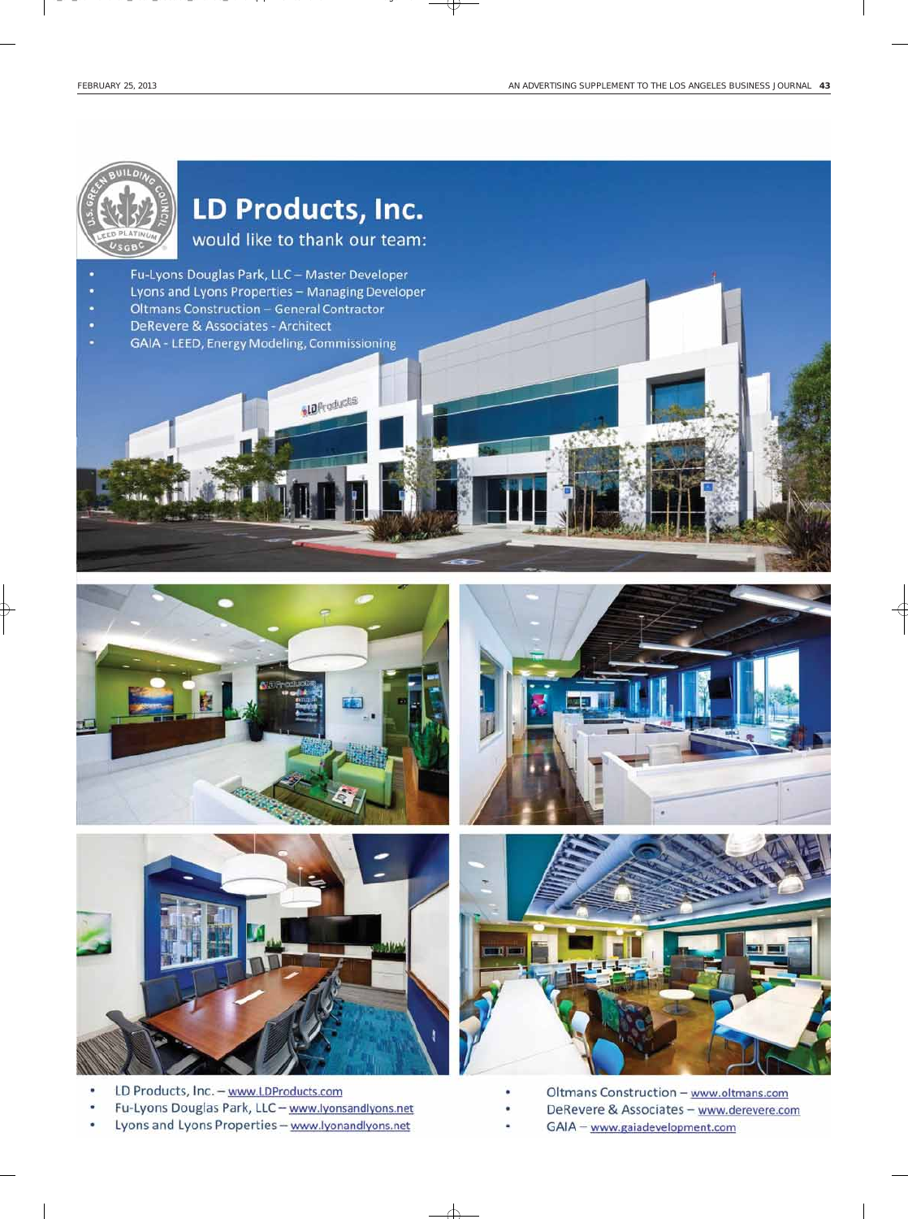# LD Products, Inc.

would like to thank our team:

- Fu-Lyons Douglas Park, LLC – Master Developer
- Lyons and Lyons Properties – Managing Developer
- Oltmans Construction – General Contractor
- DeRevere & Associates - Architect
- GAIA - LEED, Energy Modeling, Commissioning

- LD Products, Inc. – www.LDProducts.com
- Fu-Lyons Douglas Park, LLC – www.lyonsandlyons.net
- Lyons and Lyons Properties – www.lyonandlyons.net
- Oltmans Construction – www.oltmans.com
- DeRevere & Associates – www.derevere.com
- GAIA – www.gaiadevelopment.com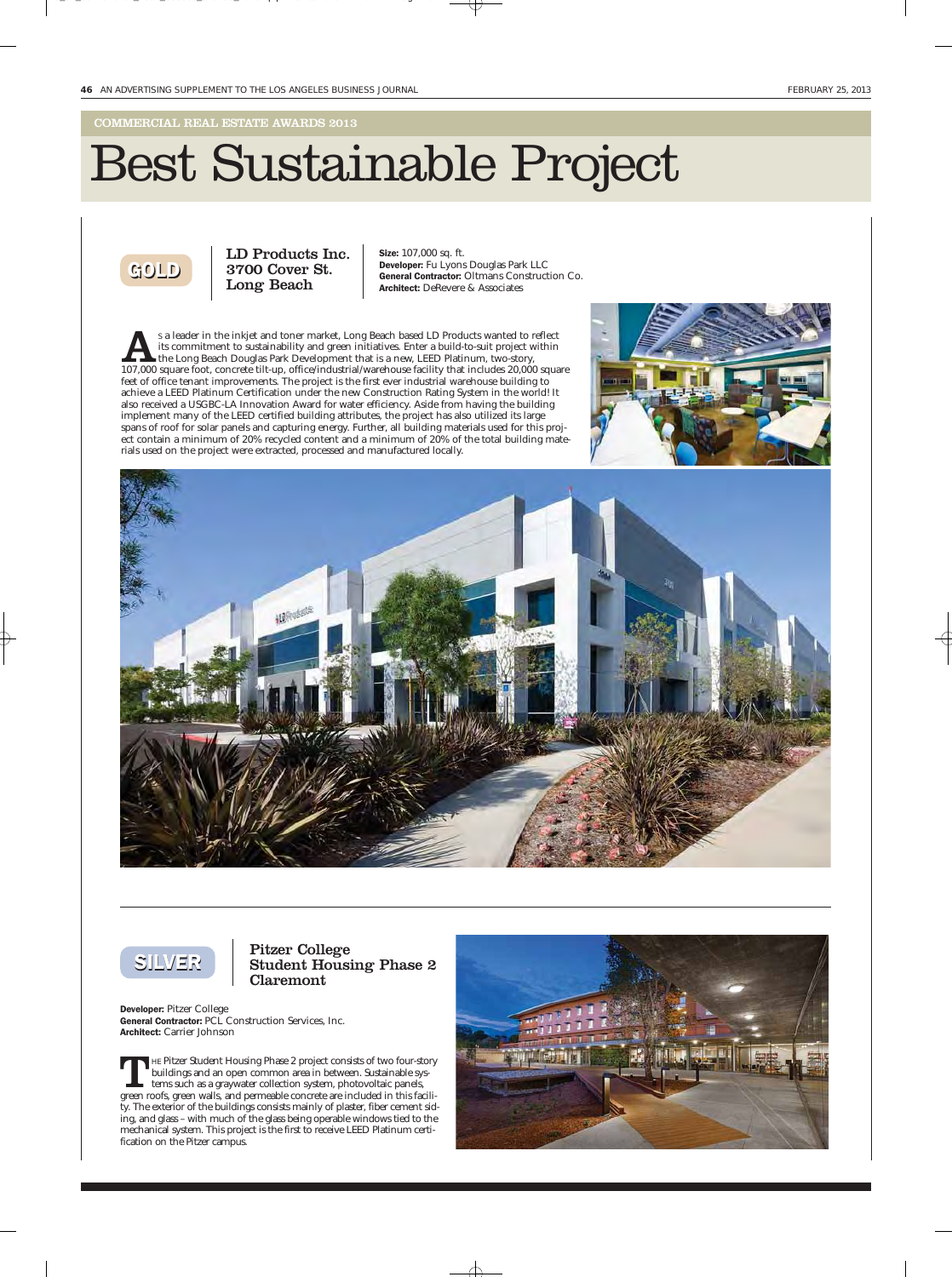COMMERCIAL REAL ESTATE AWARDS 2013

# Best Sustainable Project

## GOLD

### LD Products Inc.
### 3700 Cover St.
### Long Beach

**Size:** 107,000 sq. ft.
**Developer:** Fu Lyons Douglas Park LLC
**General Contractor:** Oltmans Construction Co.
**Architect:** DeRevere & Associates

As a leader in the inkjet and toner market, Long Beach based LD Products wanted to reflect its commitment to sustainability and green initiatives. Enter a build-to-suit project within the Long Beach Douglas Park Development that is a new, LEED Platinum, two-story, 107,000 square foot, concrete tilt-up, office/industrial/warehouse facility that includes 20,000 square feet of office tenant improvements. The project is the first ever industrial warehouse building to achieve a LEED Platinum Certification under the new Construction Rating System in the world! It also received a USGBC-LA Innovation Award for water efficiency. Aside from having the building implement many of the LEED certified building attributes, the project has also utilized its large spans of roof for solar panels and capturing energy. Further, all building materials used for this project contain a minimum of 20% recycled content and a minimum of 20% of the total building materials used on the project were extracted, processed and manufactured locally.

## SILVER

### Pitzer College
### Student Housing Phase 2
### Claremont

**Developer:** Pitzer College
**General Contractor:** PCL Construction Services, Inc.
**Architect:** Carrier Johnson

THE Pitzer Student Housing Phase 2 project consists of two four-story buildings and an open common area in between. Sustainable systems such as a graywater collection system, photovoltaic panels, green roofs, green walls, and permeable concrete are included in this facility. The exterior of the buildings consists mainly of plaster, fiber cement siding, and glass – with much of the glass being operable windows tied to the mechanical system. This project is the first to receive LEED Platinum certification on the Pitzer campus.